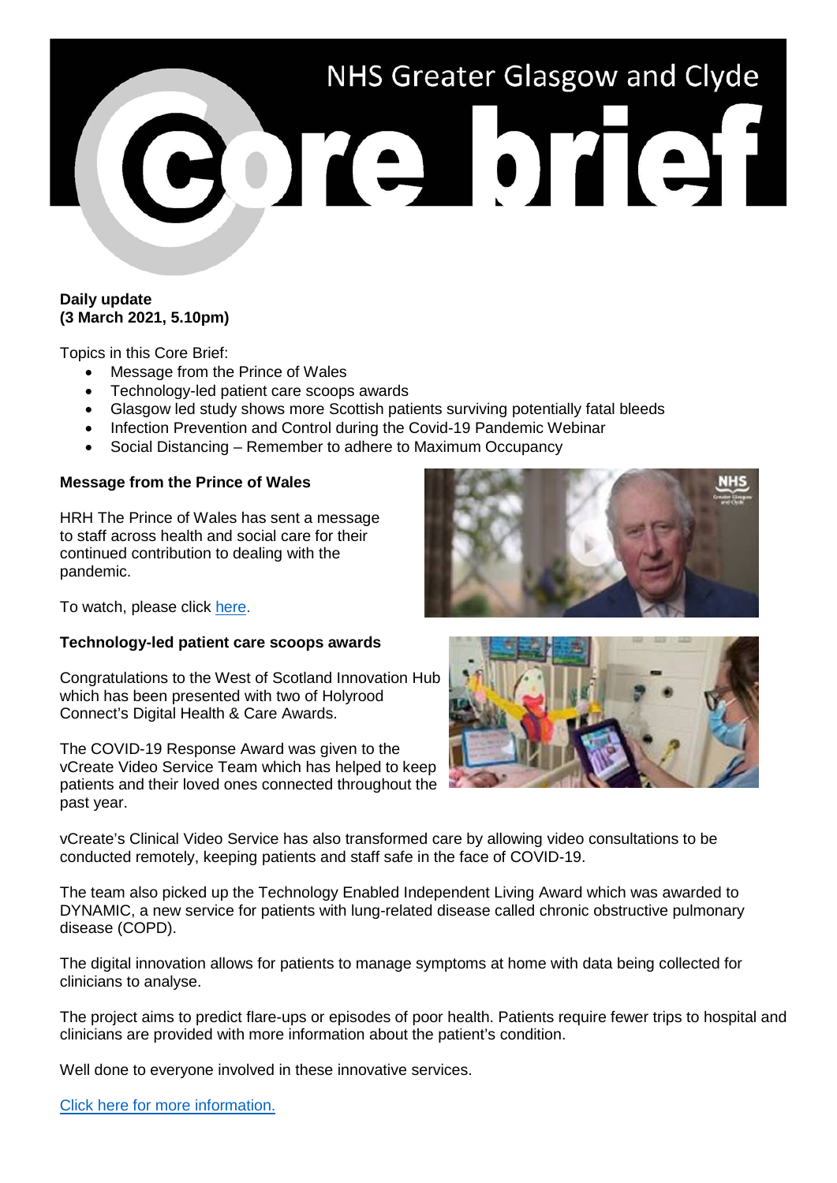# NHS Greater Glasgow and Clyde Core brief

**Daily update**
**(3 March 2021, 5.10pm)**

Topics in this Core Brief:

- Message from the Prince of Wales
- Technology-led patient care scoops awards
- Glasgow led study shows more Scottish patients surviving potentially fatal bleeds
- Infection Prevention and Control during the Covid-19 Pandemic Webinar
- Social Distancing – Remember to adhere to Maximum Occupancy

**Message from the Prince of Wales**

HRH The Prince of Wales has sent a message to staff across health and social care for their continued contribution to dealing with the pandemic.

To watch, please click here.

**Technology-led patient care scoops awards**

Congratulations to the West of Scotland Innovation Hub which has been presented with two of Holyrood Connect's Digital Health & Care Awards.

The COVID-19 Response Award was given to the vCreate Video Service Team which has helped to keep patients and their loved ones connected throughout the past year.

vCreate's Clinical Video Service has also transformed care by allowing video consultations to be conducted remotely, keeping patients and staff safe in the face of COVID-19.

The team also picked up the Technology Enabled Independent Living Award which was awarded to DYNAMIC, a new service for patients with lung-related disease called chronic obstructive pulmonary disease (COPD).

The digital innovation allows for patients to manage symptoms at home with data being collected for clinicians to analyse.

The project aims to predict flare-ups or episodes of poor health. Patients require fewer trips to hospital and clinicians are provided with more information about the patient's condition.

Well done to everyone involved in these innovative services.

Click here for more information.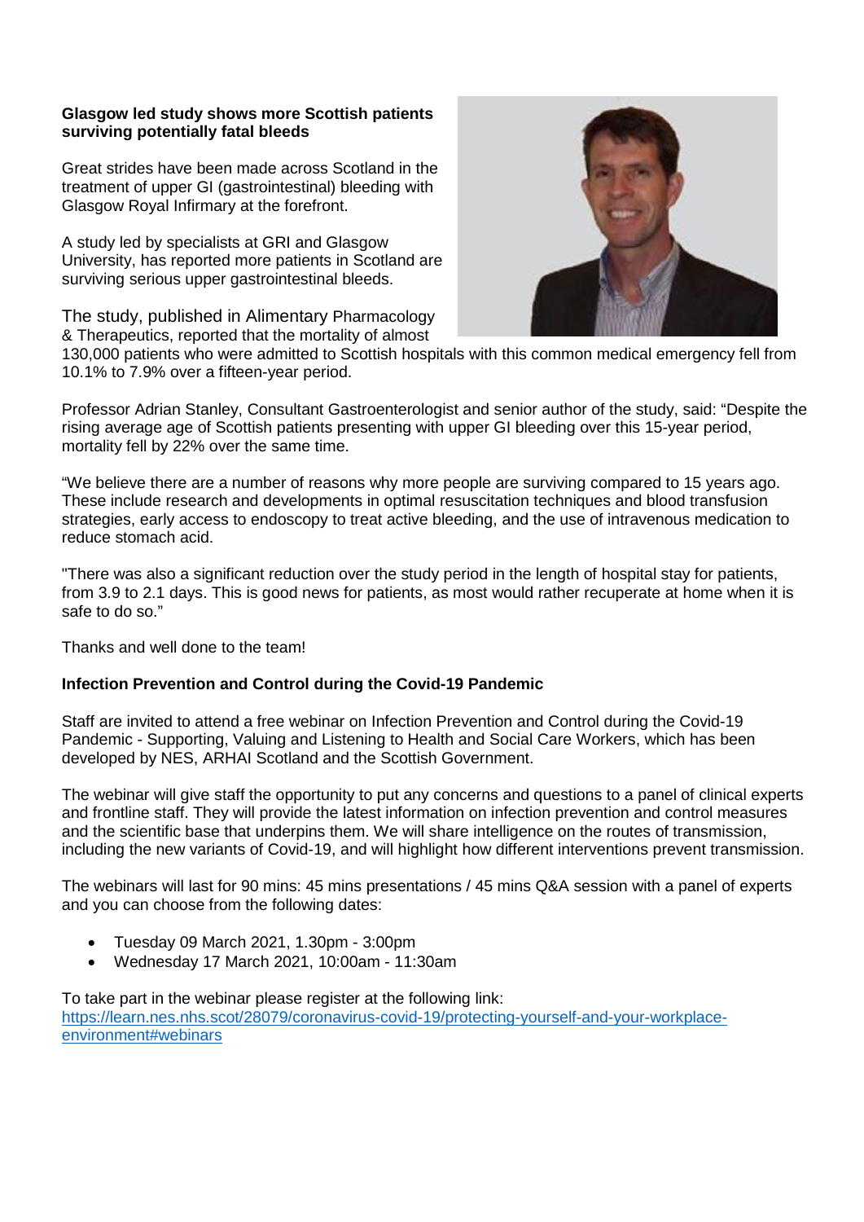**Glasgow led study shows more Scottish patients surviving potentially fatal bleeds**

Great strides have been made across Scotland in the treatment of upper GI (gastrointestinal) bleeding with Glasgow Royal Infirmary at the forefront.

A study led by specialists at GRI and Glasgow University, has reported more patients in Scotland are surviving serious upper gastrointestinal bleeds.

The study, published in Alimentary Pharmacology & Therapeutics, reported that the mortality of almost 130,000 patients who were admitted to Scottish hospitals with this common medical emergency fell from 10.1% to 7.9% over a fifteen-year period.

Professor Adrian Stanley, Consultant Gastroenterologist and senior author of the study, said: "Despite the rising average age of Scottish patients presenting with upper GI bleeding over this 15-year period, mortality fell by 22% over the same time.

"We believe there are a number of reasons why more people are surviving compared to 15 years ago. These include research and developments in optimal resuscitation techniques and blood transfusion strategies, early access to endoscopy to treat active bleeding, and the use of intravenous medication to reduce stomach acid.

"There was also a significant reduction over the study period in the length of hospital stay for patients, from 3.9 to 2.1 days. This is good news for patients, as most would rather recuperate at home when it is safe to do so."

Thanks and well done to the team!

**Infection Prevention and Control during the Covid-19 Pandemic**

Staff are invited to attend a free webinar on Infection Prevention and Control during the Covid-19 Pandemic - Supporting, Valuing and Listening to Health and Social Care Workers, which has been developed by NES, ARHAI Scotland and the Scottish Government.

The webinar will give staff the opportunity to put any concerns and questions to a panel of clinical experts and frontline staff. They will provide the latest information on infection prevention and control measures and the scientific base that underpins them. We will share intelligence on the routes of transmission, including the new variants of Covid-19, and will highlight how different interventions prevent transmission.

The webinars will last for 90 mins: 45 mins presentations / 45 mins Q&A session with a panel of experts and you can choose from the following dates:

- Tuesday 09 March 2021, 1.30pm - 3:00pm
- Wednesday 17 March 2021, 10:00am - 11:30am

To take part in the webinar please register at the following link:
[https://learn.nes.nhs.scot/28079/coronavirus-covid-19/protecting-yourself-and-your-workplace-environment#webinars](https://learn.nes.nhs.scot/28079/coronavirus-covid-19/protecting-yourself-and-your-workplace-environment#webinars)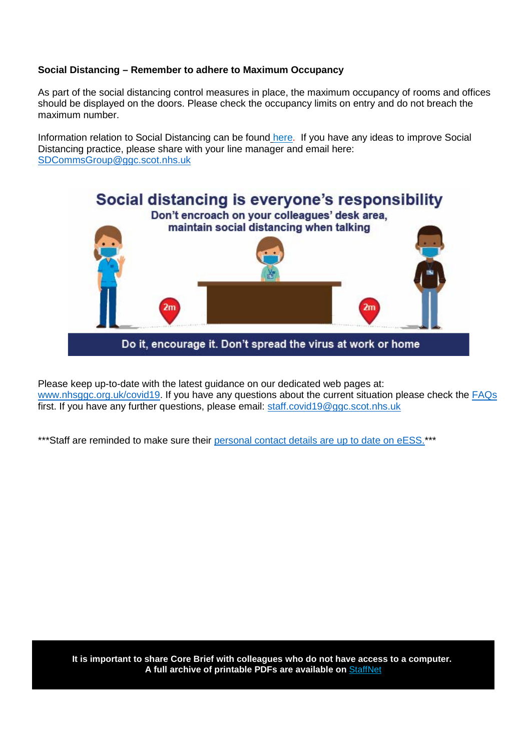**Social Distancing – Remember to adhere to Maximum Occupancy**

As part of the social distancing control measures in place, the maximum occupancy of rooms and offices should be displayed on the doors. Please check the occupancy limits on entry and do not breach the maximum number.

Information relation to Social Distancing can be found here. If you have any ideas to improve Social Distancing practice, please share with your line manager and email here: SDCommsGroup@ggc.scot.nhs.uk

Social distancing is everyone's responsibility

Don't encroach on your colleagues' desk area, maintain social distancing when talking

2m

2m

Do it, encourage it. Don't spread the virus at work or home

Please keep up-to-date with the latest guidance on our dedicated web pages at: www.nhsggc.org.uk/covid19. If you have any questions about the current situation please check the FAQs first. If you have any further questions, please email: staff.covid19@ggc.scot.nhs.uk

***Staff are reminded to make sure their personal contact details are up to date on eESS.***

**It is important to share Core Brief with colleagues who do not have access to a computer.**
**A full archive of printable PDFs are available on** StaffNet